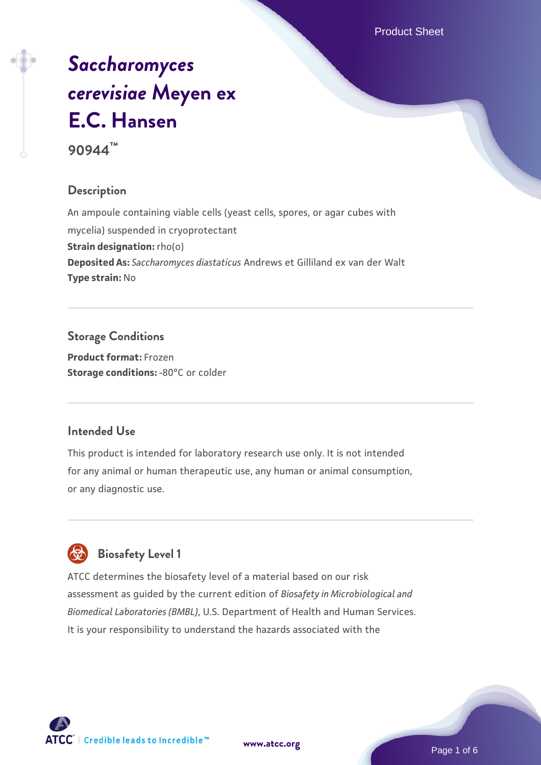# *Saccharomyces cerevisiae* Meyen ex E.C. Hansen

**90944™**

## Description

An ampoule containing viable cells (yeast cells, spores, or agar cubes with mycelia) suspended in cryoprotectant

**Strain designation:** rho(o)

**Deposited As:** *Saccharomyces diastaticus* Andrews et Gilliland ex van der Walt

**Type strain:** No

## Storage Conditions

**Product format:** Frozen

**Storage conditions:** -80°C or colder

## Intended Use

This product is intended for laboratory research use only. It is not intended for any animal or human therapeutic use, any human or animal consumption, or any diagnostic use.

## Biosafety Level 1

ATCC determines the biosafety level of a material based on our risk assessment as guided by the current edition of *Biosafety in Microbiological and Biomedical Laboratories (BMBL)*, U.S. Department of Health and Human Services. It is your responsibility to understand the hazards associated with the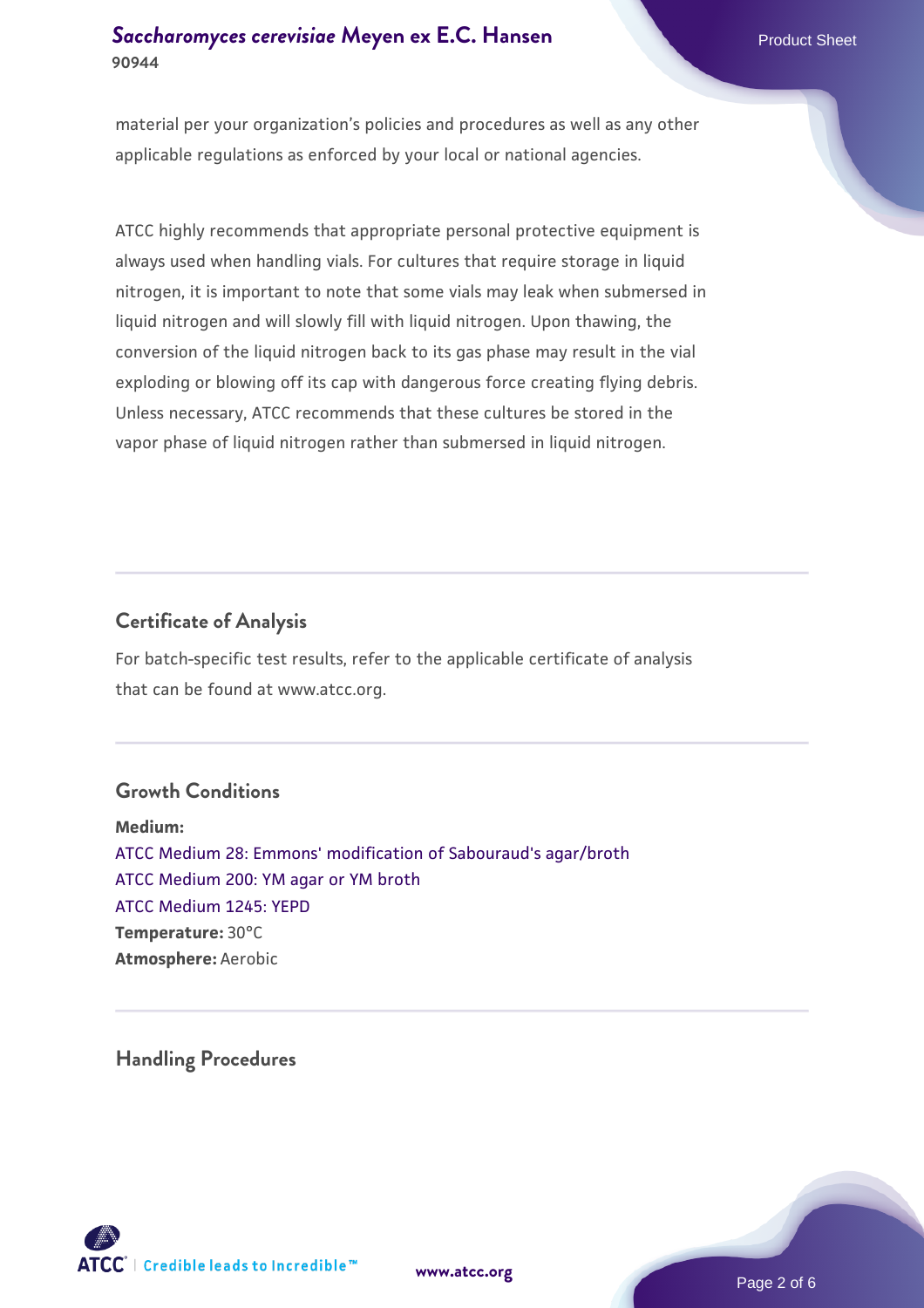material per your organization's policies and procedures as well as any other applicable regulations as enforced by your local or national agencies.

ATCC highly recommends that appropriate personal protective equipment is always used when handling vials. For cultures that require storage in liquid nitrogen, it is important to note that some vials may leak when submersed in liquid nitrogen and will slowly fill with liquid nitrogen. Upon thawing, the conversion of the liquid nitrogen back to its gas phase may result in the vial exploding or blowing off its cap with dangerous force creating flying debris. Unless necessary, ATCC recommends that these cultures be stored in the vapor phase of liquid nitrogen rather than submersed in liquid nitrogen.

## Certificate of Analysis

For batch-specific test results, refer to the applicable certificate of analysis that can be found at www.atcc.org.

## Growth Conditions

**Medium:**
ATCC Medium 28: Emmons' modification of Sabouraud's agar/broth
ATCC Medium 200: YM agar or YM broth
ATCC Medium 1245: YEPD
**Temperature:** 30°C
**Atmosphere:** Aerobic

## Handling Procedures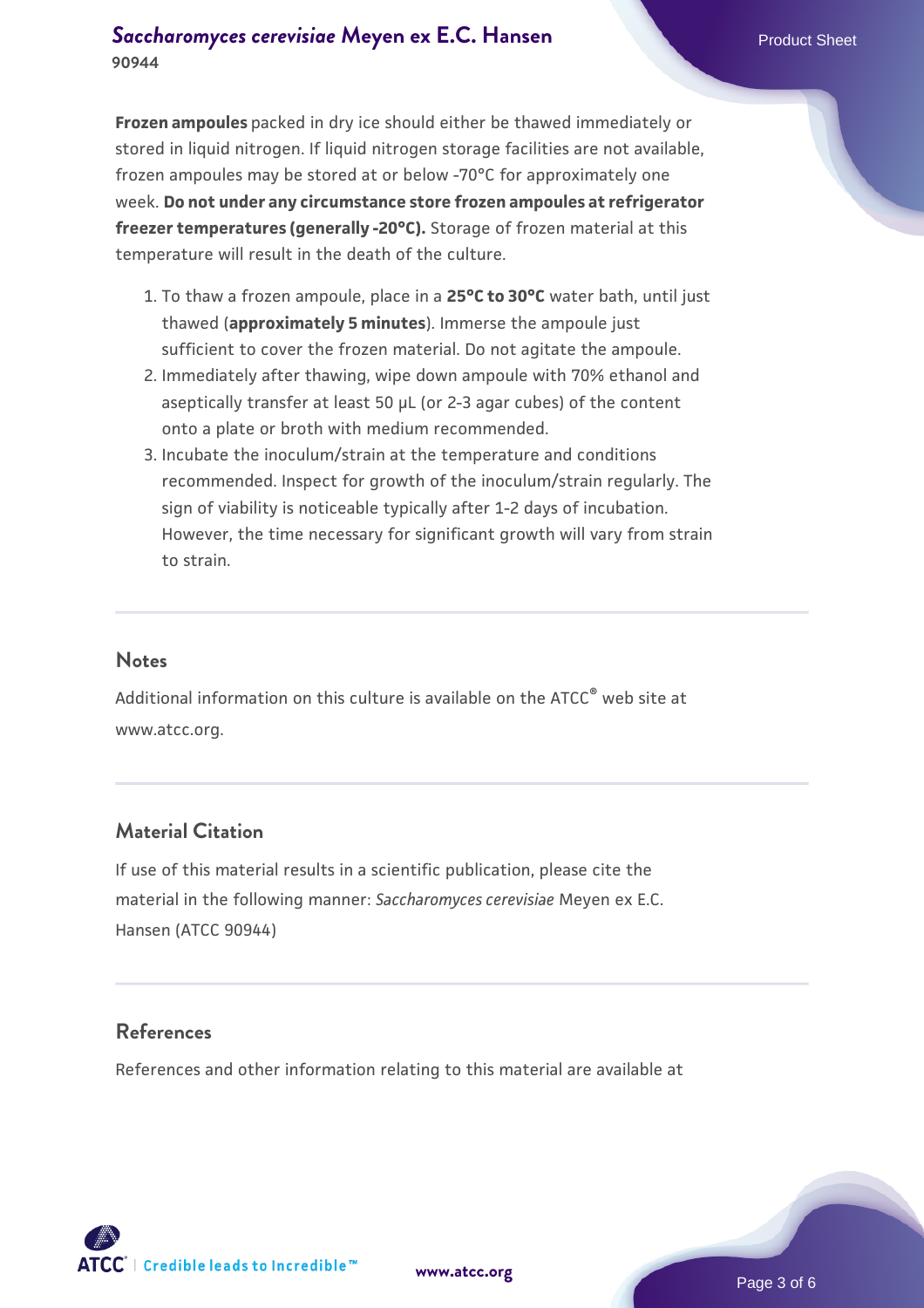**Frozen ampoules** packed in dry ice should either be thawed immediately or stored in liquid nitrogen. If liquid nitrogen storage facilities are not available, frozen ampoules may be stored at or below -70°C for approximately one week. **Do not under any circumstance store frozen ampoules at refrigerator freezer temperatures (generally -20°C).** Storage of frozen material at this temperature will result in the death of the culture.

1. To thaw a frozen ampoule, place in a **25°C to 30°C** water bath, until just thawed (**approximately 5 minutes**). Immerse the ampoule just sufficient to cover the frozen material. Do not agitate the ampoule.
2. Immediately after thawing, wipe down ampoule with 70% ethanol and aseptically transfer at least 50 µL (or 2-3 agar cubes) of the content onto a plate or broth with medium recommended.
3. Incubate the inoculum/strain at the temperature and conditions recommended. Inspect for growth of the inoculum/strain regularly. The sign of viability is noticeable typically after 1-2 days of incubation. However, the time necessary for significant growth will vary from strain to strain.

## Notes

Additional information on this culture is available on the ATCC® web site at www.atcc.org.

## Material Citation

If use of this material results in a scientific publication, please cite the material in the following manner: *Saccharomyces cerevisiae* Meyen ex E.C. Hansen (ATCC 90944)

## References

References and other information relating to this material are available at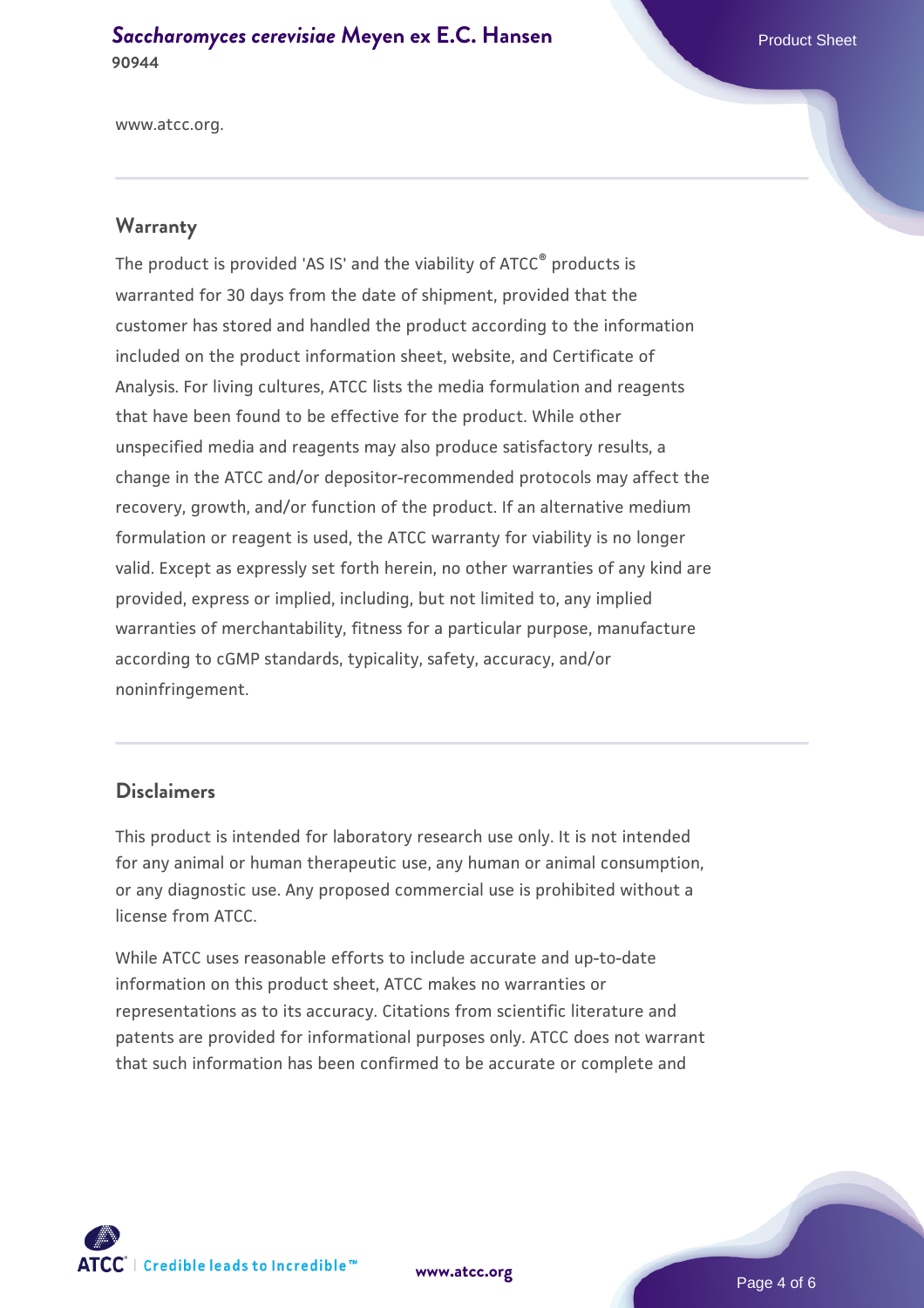www.atcc.org.

## Warranty

The product is provided 'AS IS' and the viability of ATCC® products is warranted for 30 days from the date of shipment, provided that the customer has stored and handled the product according to the information included on the product information sheet, website, and Certificate of Analysis. For living cultures, ATCC lists the media formulation and reagents that have been found to be effective for the product. While other unspecified media and reagents may also produce satisfactory results, a change in the ATCC and/or depositor-recommended protocols may affect the recovery, growth, and/or function of the product. If an alternative medium formulation or reagent is used, the ATCC warranty for viability is no longer valid. Except as expressly set forth herein, no other warranties of any kind are provided, express or implied, including, but not limited to, any implied warranties of merchantability, fitness for a particular purpose, manufacture according to cGMP standards, typicality, safety, accuracy, and/or noninfringement.

## Disclaimers

This product is intended for laboratory research use only. It is not intended for any animal or human therapeutic use, any human or animal consumption, or any diagnostic use. Any proposed commercial use is prohibited without a license from ATCC.

While ATCC uses reasonable efforts to include accurate and up-to-date information on this product sheet, ATCC makes no warranties or representations as to its accuracy. Citations from scientific literature and patents are provided for informational purposes only. ATCC does not warrant that such information has been confirmed to be accurate or complete and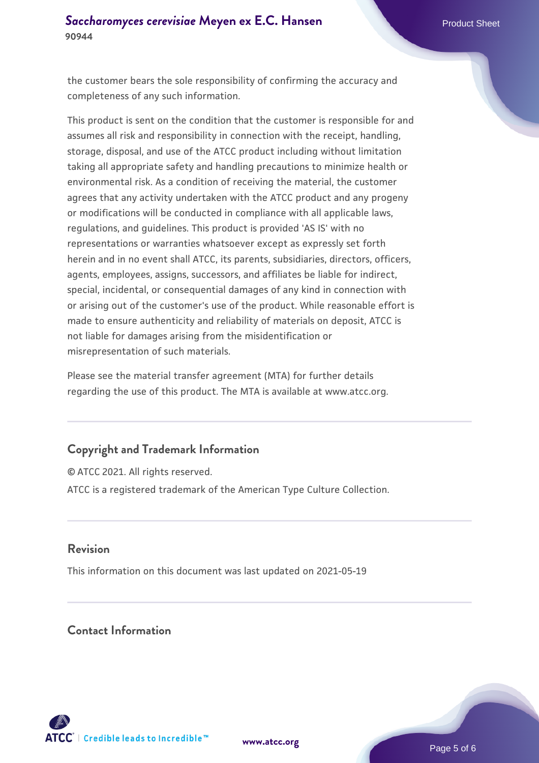the customer bears the sole responsibility of confirming the accuracy and completeness of any such information.

This product is sent on the condition that the customer is responsible for and assumes all risk and responsibility in connection with the receipt, handling, storage, disposal, and use of the ATCC product including without limitation taking all appropriate safety and handling precautions to minimize health or environmental risk. As a condition of receiving the material, the customer agrees that any activity undertaken with the ATCC product and any progeny or modifications will be conducted in compliance with all applicable laws, regulations, and guidelines. This product is provided 'AS IS' with no representations or warranties whatsoever except as expressly set forth herein and in no event shall ATCC, its parents, subsidiaries, directors, officers, agents, employees, assigns, successors, and affiliates be liable for indirect, special, incidental, or consequential damages of any kind in connection with or arising out of the customer's use of the product. While reasonable effort is made to ensure authenticity and reliability of materials on deposit, ATCC is not liable for damages arising from the misidentification or misrepresentation of such materials.

Please see the material transfer agreement (MTA) for further details regarding the use of this product. The MTA is available at www.atcc.org.

## Copyright and Trademark Information

© ATCC 2021. All rights reserved.

ATCC is a registered trademark of the American Type Culture Collection.

## Revision

This information on this document was last updated on 2021-05-19

## Contact Information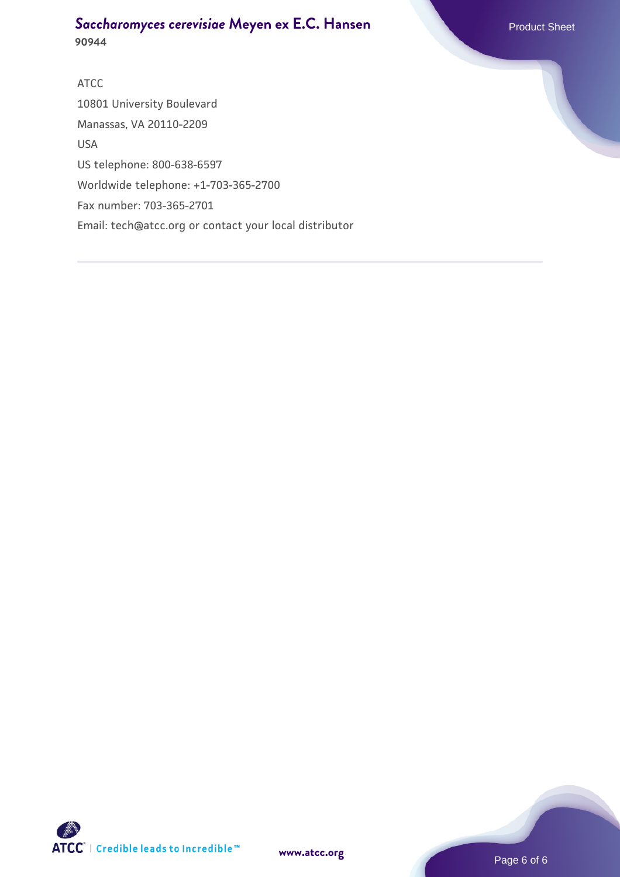ATCC

10801 University Boulevard

Manassas, VA 20110-2209

USA

US telephone: 800-638-6597

Worldwide telephone: +1-703-365-2700

Fax number: 703-365-2701

Email: tech@atcc.org or contact your local distributor